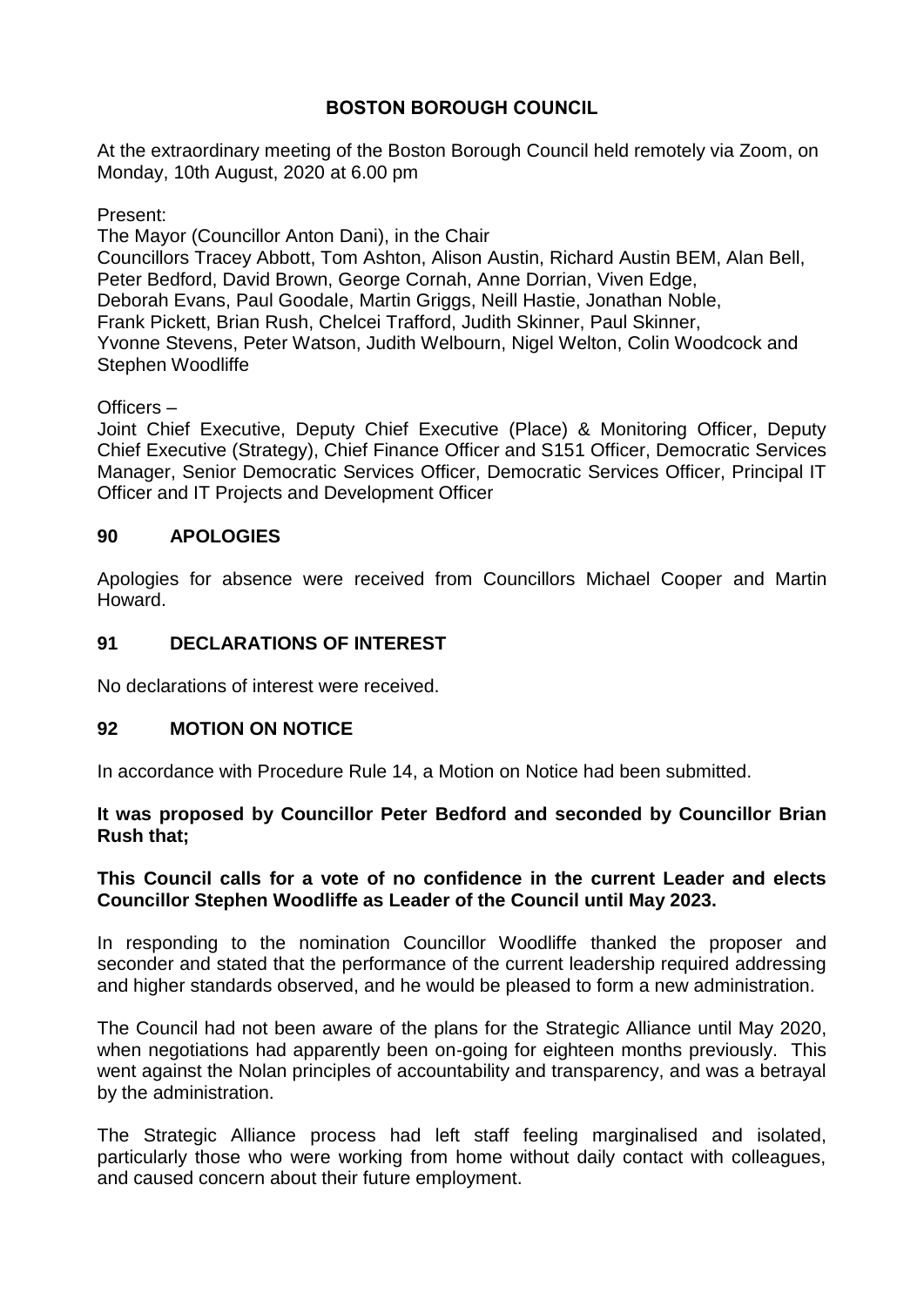# BOSTON BOROUGH COUNCIL

At the extraordinary meeting of the Boston Borough Council held remotely via Zoom, on Monday, 10th August, 2020 at 6.00 pm

Present:
The Mayor (Councillor Anton Dani), in the Chair
Councillors Tracey Abbott, Tom Ashton, Alison Austin, Richard Austin BEM, Alan Bell, Peter Bedford, David Brown, George Cornah, Anne Dorrian, Viven Edge, Deborah Evans, Paul Goodale, Martin Griggs, Neill Hastie, Jonathan Noble, Frank Pickett, Brian Rush, Chelcei Trafford, Judith Skinner, Paul Skinner, Yvonne Stevens, Peter Watson, Judith Welbourn, Nigel Welton, Colin Woodcock and Stephen Woodliffe

Officers –
Joint Chief Executive, Deputy Chief Executive (Place) & Monitoring Officer, Deputy Chief Executive (Strategy), Chief Finance Officer and S151 Officer, Democratic Services Manager, Senior Democratic Services Officer, Democratic Services Officer, Principal IT Officer and IT Projects and Development Officer

## 90 APOLOGIES

Apologies for absence were received from Councillors Michael Cooper and Martin Howard.

## 91 DECLARATIONS OF INTEREST

No declarations of interest were received.

## 92 MOTION ON NOTICE

In accordance with Procedure Rule 14, a Motion on Notice had been submitted.

**It was proposed by Councillor Peter Bedford and seconded by Councillor Brian Rush that;**

**This Council calls for a vote of no confidence in the current Leader and elects Councillor Stephen Woodliffe as Leader of the Council until May 2023.**

In responding to the nomination Councillor Woodliffe thanked the proposer and seconder and stated that the performance of the current leadership required addressing and higher standards observed, and he would be pleased to form a new administration.

The Council had not been aware of the plans for the Strategic Alliance until May 2020, when negotiations had apparently been on-going for eighteen months previously. This went against the Nolan principles of accountability and transparency, and was a betrayal by the administration.

The Strategic Alliance process had left staff feeling marginalised and isolated, particularly those who were working from home without daily contact with colleagues, and caused concern about their future employment.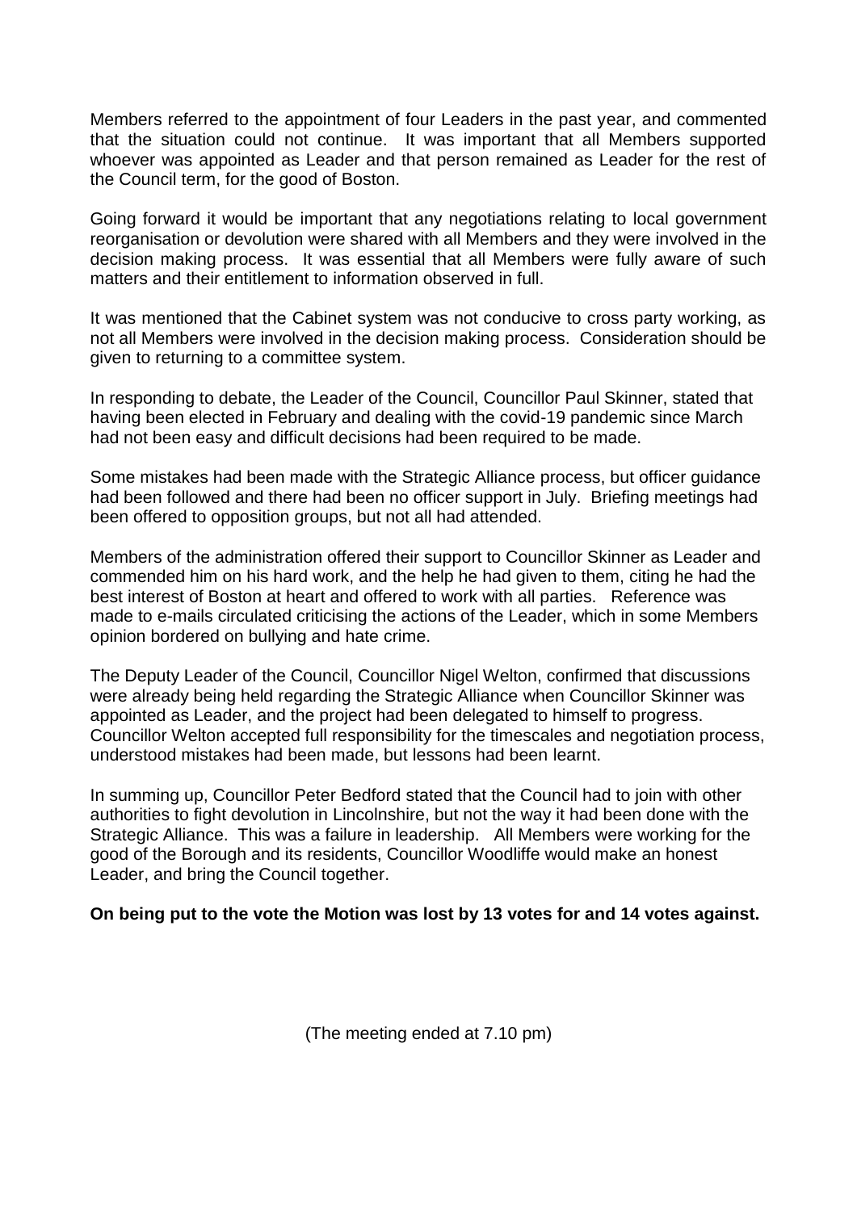Members referred to the appointment of four Leaders in the past year, and commented that the situation could not continue. It was important that all Members supported whoever was appointed as Leader and that person remained as Leader for the rest of the Council term, for the good of Boston.

Going forward it would be important that any negotiations relating to local government reorganisation or devolution were shared with all Members and they were involved in the decision making process. It was essential that all Members were fully aware of such matters and their entitlement to information observed in full.

It was mentioned that the Cabinet system was not conducive to cross party working, as not all Members were involved in the decision making process. Consideration should be given to returning to a committee system.

In responding to debate, the Leader of the Council, Councillor Paul Skinner, stated that having been elected in February and dealing with the covid-19 pandemic since March had not been easy and difficult decisions had been required to be made.

Some mistakes had been made with the Strategic Alliance process, but officer guidance had been followed and there had been no officer support in July. Briefing meetings had been offered to opposition groups, but not all had attended.

Members of the administration offered their support to Councillor Skinner as Leader and commended him on his hard work, and the help he had given to them, citing he had the best interest of Boston at heart and offered to work with all parties. Reference was made to e-mails circulated criticising the actions of the Leader, which in some Members opinion bordered on bullying and hate crime.

The Deputy Leader of the Council, Councillor Nigel Welton, confirmed that discussions were already being held regarding the Strategic Alliance when Councillor Skinner was appointed as Leader, and the project had been delegated to himself to progress. Councillor Welton accepted full responsibility for the timescales and negotiation process, understood mistakes had been made, but lessons had been learnt.

In summing up, Councillor Peter Bedford stated that the Council had to join with other authorities to fight devolution in Lincolnshire, but not the way it had been done with the Strategic Alliance. This was a failure in leadership. All Members were working for the good of the Borough and its residents, Councillor Woodliffe would make an honest Leader, and bring the Council together.

**On being put to the vote the Motion was lost by 13 votes for and 14 votes against.**

(The meeting ended at 7.10 pm)